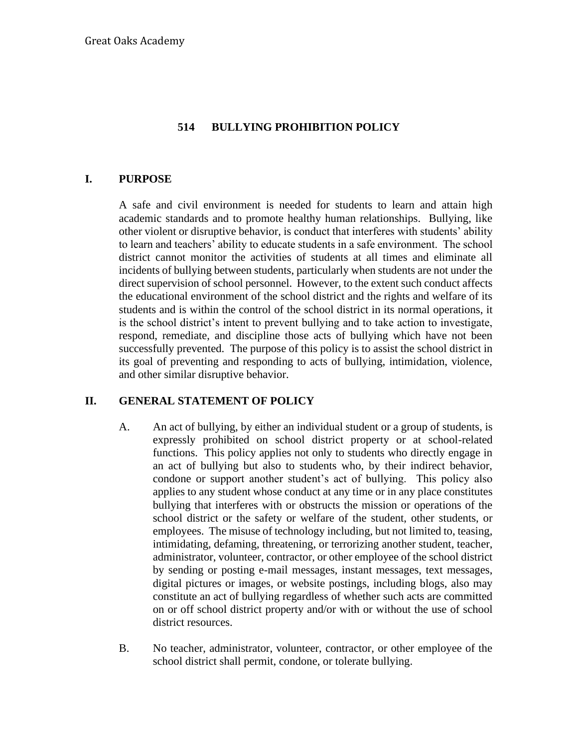Great Oaks Academy

# 514 BULLYING PROHIBITION POLICY

## I. PURPOSE

A safe and civil environment is needed for students to learn and attain high academic standards and to promote healthy human relationships. Bullying, like other violent or disruptive behavior, is conduct that interferes with students' ability to learn and teachers' ability to educate students in a safe environment. The school district cannot monitor the activities of students at all times and eliminate all incidents of bullying between students, particularly when students are not under the direct supervision of school personnel. However, to the extent such conduct affects the educational environment of the school district and the rights and welfare of its students and is within the control of the school district in its normal operations, it is the school district's intent to prevent bullying and to take action to investigate, respond, remediate, and discipline those acts of bullying which have not been successfully prevented. The purpose of this policy is to assist the school district in its goal of preventing and responding to acts of bullying, intimidation, violence, and other similar disruptive behavior.

## II. GENERAL STATEMENT OF POLICY

A. An act of bullying, by either an individual student or a group of students, is expressly prohibited on school district property or at school-related functions. This policy applies not only to students who directly engage in an act of bullying but also to students who, by their indirect behavior, condone or support another student's act of bullying. This policy also applies to any student whose conduct at any time or in any place constitutes bullying that interferes with or obstructs the mission or operations of the school district or the safety or welfare of the student, other students, or employees. The misuse of technology including, but not limited to, teasing, intimidating, defaming, threatening, or terrorizing another student, teacher, administrator, volunteer, contractor, or other employee of the school district by sending or posting e-mail messages, instant messages, text messages, digital pictures or images, or website postings, including blogs, also may constitute an act of bullying regardless of whether such acts are committed on or off school district property and/or with or without the use of school district resources.

B. No teacher, administrator, volunteer, contractor, or other employee of the school district shall permit, condone, or tolerate bullying.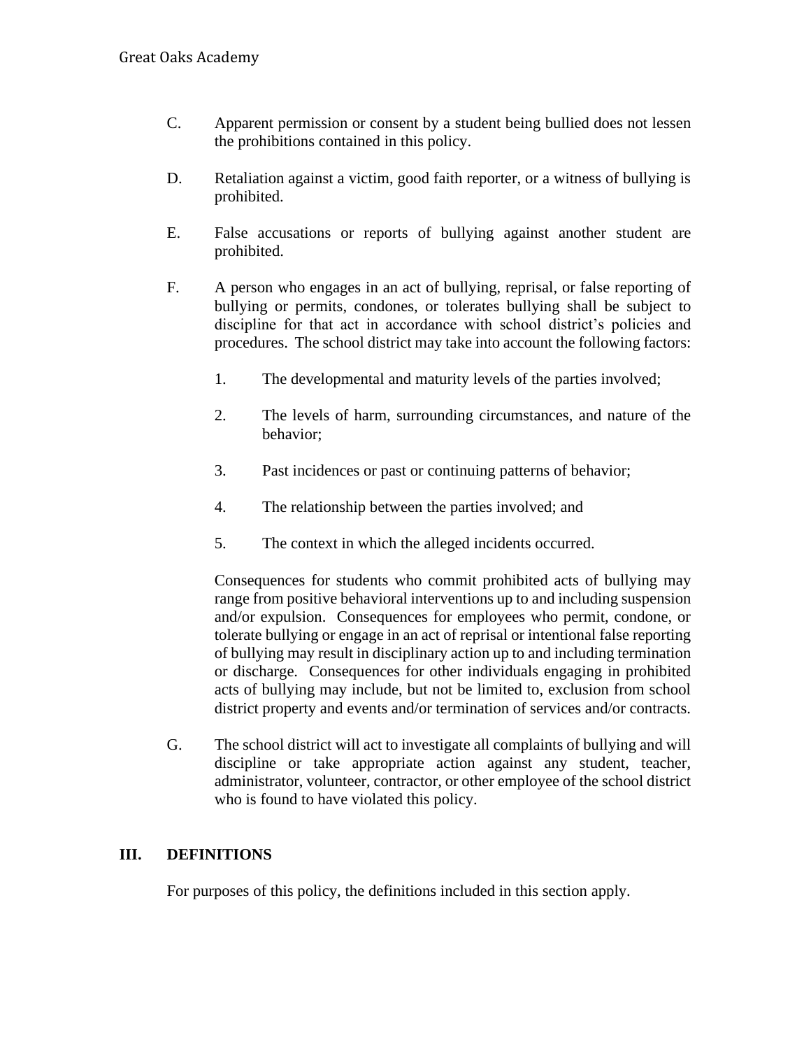C. Apparent permission or consent by a student being bullied does not lessen the prohibitions contained in this policy.

D. Retaliation against a victim, good faith reporter, or a witness of bullying is prohibited.

E. False accusations or reports of bullying against another student are prohibited.

F. A person who engages in an act of bullying, reprisal, or false reporting of bullying or permits, condones, or tolerates bullying shall be subject to discipline for that act in accordance with school district's policies and procedures. The school district may take into account the following factors:

   1. The developmental and maturity levels of the parties involved;

   2. The levels of harm, surrounding circumstances, and nature of the behavior;

   3. Past incidences or past or continuing patterns of behavior;

   4. The relationship between the parties involved; and

   5. The context in which the alleged incidents occurred.

   Consequences for students who commit prohibited acts of bullying may range from positive behavioral interventions up to and including suspension and/or expulsion. Consequences for employees who permit, condone, or tolerate bullying or engage in an act of reprisal or intentional false reporting of bullying may result in disciplinary action up to and including termination or discharge. Consequences for other individuals engaging in prohibited acts of bullying may include, but not be limited to, exclusion from school district property and events and/or termination of services and/or contracts.

G. The school district will act to investigate all complaints of bullying and will discipline or take appropriate action against any student, teacher, administrator, volunteer, contractor, or other employee of the school district who is found to have violated this policy.

## III. DEFINITIONS

For purposes of this policy, the definitions included in this section apply.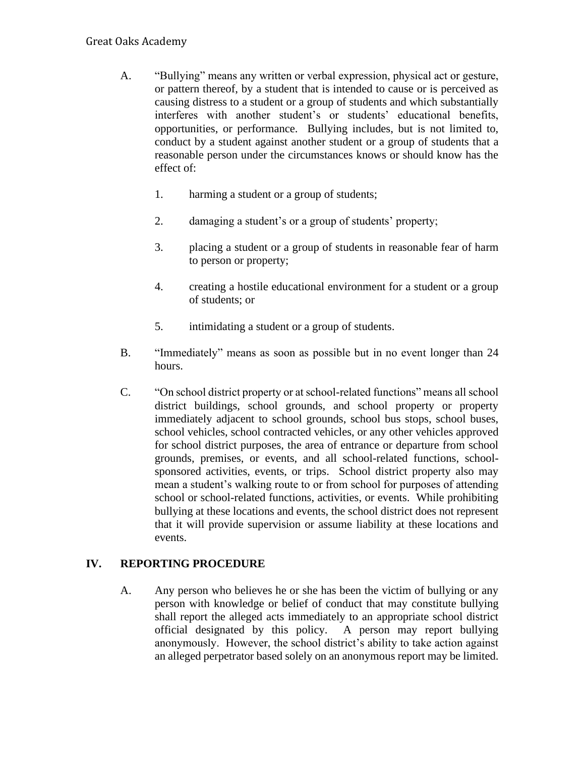A. "Bullying" means any written or verbal expression, physical act or gesture, or pattern thereof, by a student that is intended to cause or is perceived as causing distress to a student or a group of students and which substantially interferes with another student's or students' educational benefits, opportunities, or performance. Bullying includes, but is not limited to, conduct by a student against another student or a group of students that a reasonable person under the circumstances knows or should know has the effect of:

   1. harming a student or a group of students;

   2. damaging a student's or a group of students' property;

   3. placing a student or a group of students in reasonable fear of harm to person or property;

   4. creating a hostile educational environment for a student or a group of students; or

   5. intimidating a student or a group of students.

B. "Immediately" means as soon as possible but in no event longer than 24 hours.

C. "On school district property or at school-related functions" means all school district buildings, school grounds, and school property or property immediately adjacent to school grounds, school bus stops, school buses, school vehicles, school contracted vehicles, or any other vehicles approved for school district purposes, the area of entrance or departure from school grounds, premises, or events, and all school-related functions, school-sponsored activities, events, or trips. School district property also may mean a student's walking route to or from school for purposes of attending school or school-related functions, activities, or events. While prohibiting bullying at these locations and events, the school district does not represent that it will provide supervision or assume liability at these locations and events.

## IV. REPORTING PROCEDURE

A. Any person who believes he or she has been the victim of bullying or any person with knowledge or belief of conduct that may constitute bullying shall report the alleged acts immediately to an appropriate school district official designated by this policy. A person may report bullying anonymously. However, the school district's ability to take action against an alleged perpetrator based solely on an anonymous report may be limited.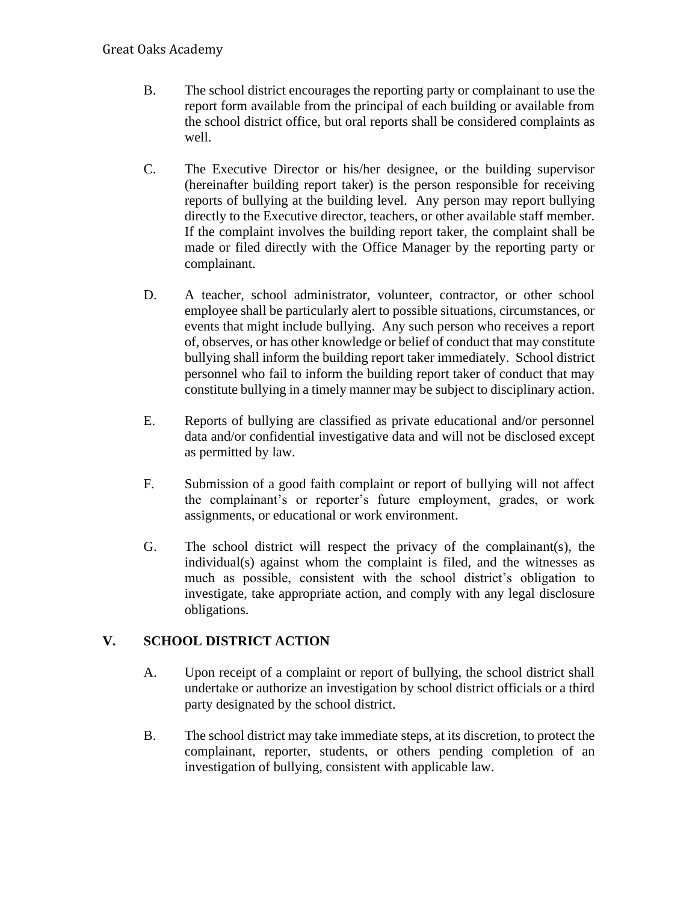B. The school district encourages the reporting party or complainant to use the report form available from the principal of each building or available from the school district office, but oral reports shall be considered complaints as well.

C. The Executive Director or his/her designee, or the building supervisor (hereinafter building report taker) is the person responsible for receiving reports of bullying at the building level. Any person may report bullying directly to the Executive director, teachers, or other available staff member. If the complaint involves the building report taker, the complaint shall be made or filed directly with the Office Manager by the reporting party or complainant.

D. A teacher, school administrator, volunteer, contractor, or other school employee shall be particularly alert to possible situations, circumstances, or events that might include bullying. Any such person who receives a report of, observes, or has other knowledge or belief of conduct that may constitute bullying shall inform the building report taker immediately. School district personnel who fail to inform the building report taker of conduct that may constitute bullying in a timely manner may be subject to disciplinary action.

E. Reports of bullying are classified as private educational and/or personnel data and/or confidential investigative data and will not be disclosed except as permitted by law.

F. Submission of a good faith complaint or report of bullying will not affect the complainant's or reporter's future employment, grades, or work assignments, or educational or work environment.

G. The school district will respect the privacy of the complainant(s), the individual(s) against whom the complaint is filed, and the witnesses as much as possible, consistent with the school district's obligation to investigate, take appropriate action, and comply with any legal disclosure obligations.

## V. SCHOOL DISTRICT ACTION

A. Upon receipt of a complaint or report of bullying, the school district shall undertake or authorize an investigation by school district officials or a third party designated by the school district.

B. The school district may take immediate steps, at its discretion, to protect the complainant, reporter, students, or others pending completion of an investigation of bullying, consistent with applicable law.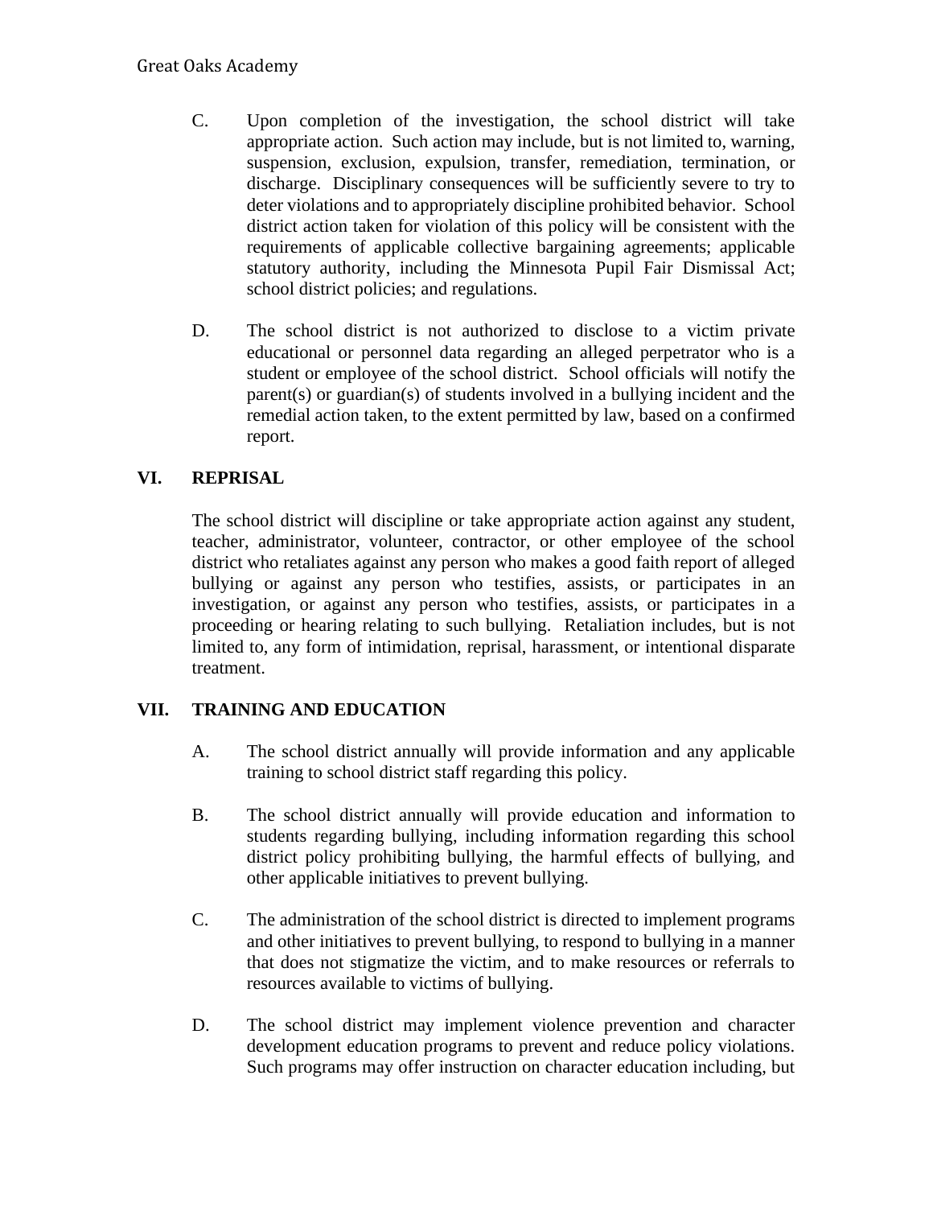C. Upon completion of the investigation, the school district will take appropriate action. Such action may include, but is not limited to, warning, suspension, exclusion, expulsion, transfer, remediation, termination, or discharge. Disciplinary consequences will be sufficiently severe to try to deter violations and to appropriately discipline prohibited behavior. School district action taken for violation of this policy will be consistent with the requirements of applicable collective bargaining agreements; applicable statutory authority, including the Minnesota Pupil Fair Dismissal Act; school district policies; and regulations.

D. The school district is not authorized to disclose to a victim private educational or personnel data regarding an alleged perpetrator who is a student or employee of the school district. School officials will notify the parent(s) or guardian(s) of students involved in a bullying incident and the remedial action taken, to the extent permitted by law, based on a confirmed report.

## VI. REPRISAL

The school district will discipline or take appropriate action against any student, teacher, administrator, volunteer, contractor, or other employee of the school district who retaliates against any person who makes a good faith report of alleged bullying or against any person who testifies, assists, or participates in an investigation, or against any person who testifies, assists, or participates in a proceeding or hearing relating to such bullying. Retaliation includes, but is not limited to, any form of intimidation, reprisal, harassment, or intentional disparate treatment.

## VII. TRAINING AND EDUCATION

A. The school district annually will provide information and any applicable training to school district staff regarding this policy.

B. The school district annually will provide education and information to students regarding bullying, including information regarding this school district policy prohibiting bullying, the harmful effects of bullying, and other applicable initiatives to prevent bullying.

C. The administration of the school district is directed to implement programs and other initiatives to prevent bullying, to respond to bullying in a manner that does not stigmatize the victim, and to make resources or referrals to resources available to victims of bullying.

D. The school district may implement violence prevention and character development education programs to prevent and reduce policy violations. Such programs may offer instruction on character education including, but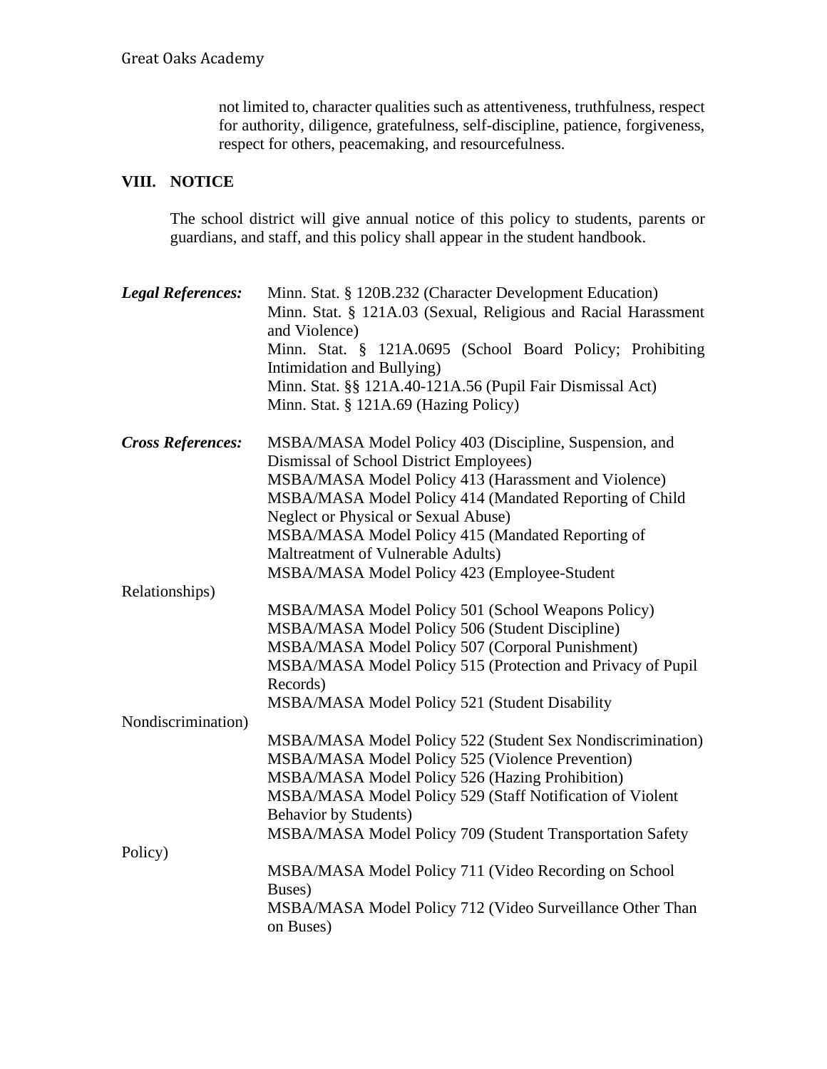not limited to, character qualities such as attentiveness, truthfulness, respect for authority, diligence, gratefulness, self-discipline, patience, forgiveness, respect for others, peacemaking, and resourcefulness.

## VIII. NOTICE

The school district will give annual notice of this policy to students, parents or guardians, and staff, and this policy shall appear in the student handbook.

***Legal References:***
Minn. Stat. § 120B.232 (Character Development Education)
Minn. Stat. § 121A.03 (Sexual, Religious and Racial Harassment and Violence)
Minn. Stat. § 121A.0695 (School Board Policy; Prohibiting Intimidation and Bullying)
Minn. Stat. §§ 121A.40-121A.56 (Pupil Fair Dismissal Act)
Minn. Stat. § 121A.69 (Hazing Policy)

***Cross References:***
MSBA/MASA Model Policy 403 (Discipline, Suspension, and Dismissal of School District Employees)
MSBA/MASA Model Policy 413 (Harassment and Violence)
MSBA/MASA Model Policy 414 (Mandated Reporting of Child Neglect or Physical or Sexual Abuse)
MSBA/MASA Model Policy 415 (Mandated Reporting of Maltreatment of Vulnerable Adults)
MSBA/MASA Model Policy 423 (Employee-Student Relationships)
MSBA/MASA Model Policy 501 (School Weapons Policy)
MSBA/MASA Model Policy 506 (Student Discipline)
MSBA/MASA Model Policy 507 (Corporal Punishment)
MSBA/MASA Model Policy 515 (Protection and Privacy of Pupil Records)
MSBA/MASA Model Policy 521 (Student Disability Nondiscrimination)
MSBA/MASA Model Policy 522 (Student Sex Nondiscrimination)
MSBA/MASA Model Policy 525 (Violence Prevention)
MSBA/MASA Model Policy 526 (Hazing Prohibition)
MSBA/MASA Model Policy 529 (Staff Notification of Violent Behavior by Students)
MSBA/MASA Model Policy 709 (Student Transportation Safety Policy)
MSBA/MASA Model Policy 711 (Video Recording on School Buses)
MSBA/MASA Model Policy 712 (Video Surveillance Other Than on Buses)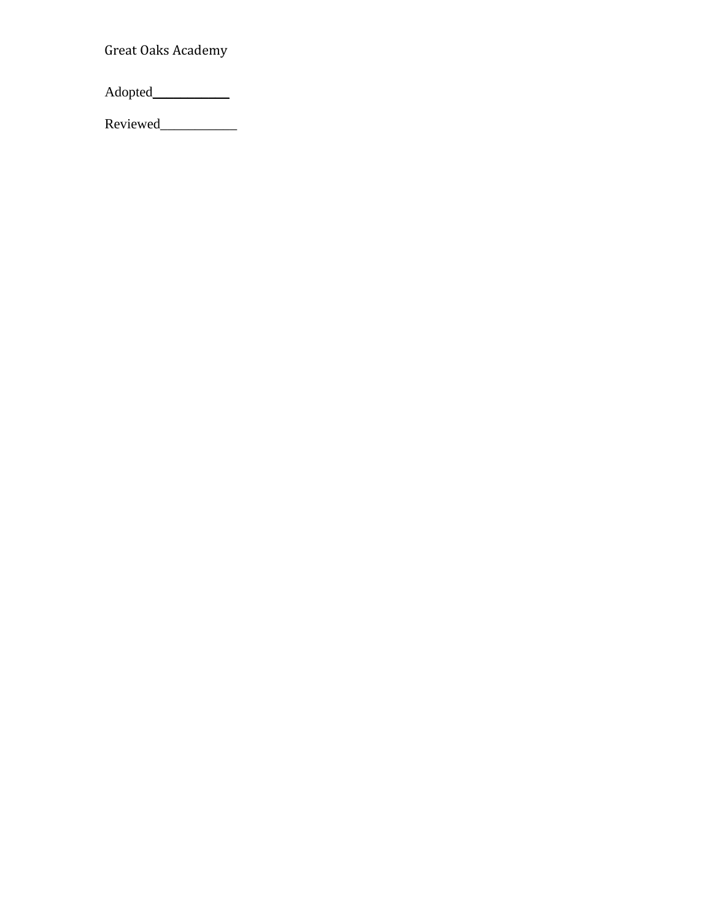Great Oaks Academy

Adopted____________

Reviewed___________